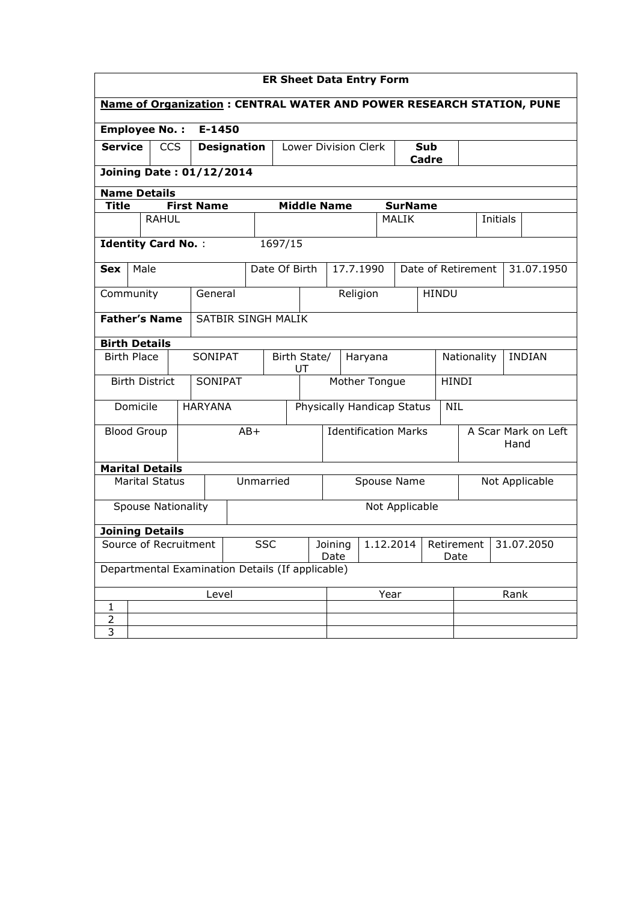**ER Sheet Data Entry Form**

**Name of Organization : CENTRAL WATER AND POWER RESEARCH STATION, PUNE**

**Employee No. :** **E-1450**

| **Service** | CCS | **Designation** | Lower Division Clerk | **Sub Cadre** | |
|---|---|---|---|---|---|

**Joining Date : 01/12/2014**

**Name Details**

| Title | First Name | Middle Name | SurName | | |
|---|---|---|---|---|---|
| | RAHUL | | MALIK | Initials | |

**Identity Card No.** : 1697/15

| **Sex** | Male | Date Of Birth | 17.7.1990 | Date of Retirement | 31.07.1950 |
|---|---|---|---|---|---|

| Community | General | Religion | HINDU |
|---|---|---|---|

| **Father's Name** | SATBIR SINGH MALIK |
|---|---|

**Birth Details**

| Birth Place | SONIPAT | Birth State/ UT | Haryana | Nationality | INDIAN |
|---|---|---|---|---|---|
| Birth District | SONIPAT | Mother Tongue | HINDI | | |
| Domicile | HARYANA | Physically Handicap Status | NIL | | |
| Blood Group | AB+ | Identification Marks | A Scar Mark on Left Hand | | |

**Marital Details**

| Marital Status | Unmarried | Spouse Name | Not Applicable |
|---|---|---|---|
| Spouse Nationality | Not Applicable | | |

**Joining Details**

| Source of Recruitment | SSC | Joining Date | 1.12.2014 | Retirement Date | 31.07.2050 |
|---|---|---|---|---|---|

Departmental Examination Details (If applicable)

| | Level | Year | Rank |
|---|---|---|---|
| 1 | | | |
| 2 | | | |
| 3 | | | |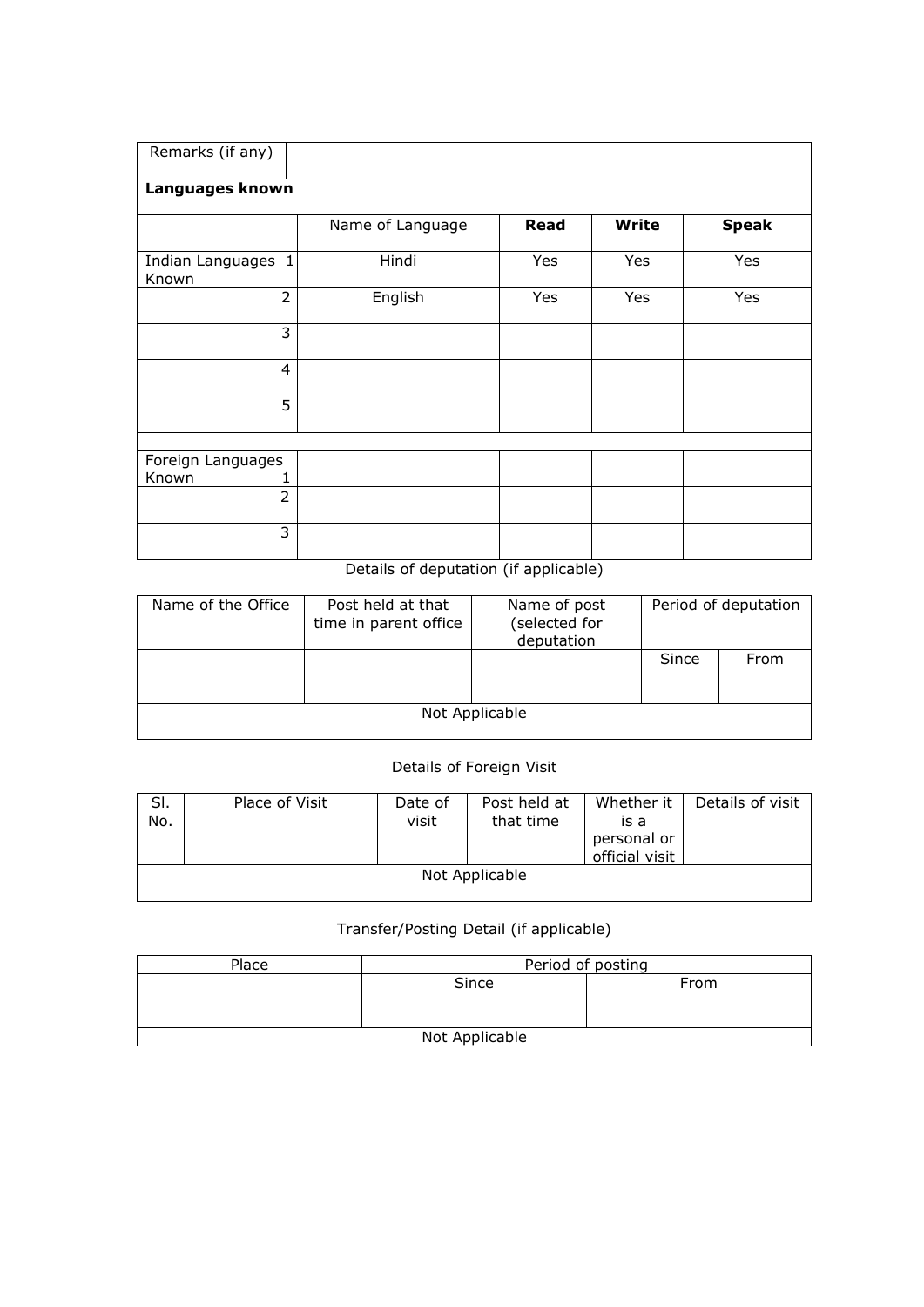| Remarks (if any) | |
|---|---|

**Languages known**

| | Name of Language | **Read** | **Write** | **Speak** |
|---|---|---|---|---|
| Indian Languages Known 1 | Hindi | Yes | Yes | Yes |
| 2 | English | Yes | Yes | Yes |
| 3 | | | | |
| 4 | | | | |
| 5 | | | | |
| | | | | |
| Foreign Languages Known 1 | | | | |
| 2 | | | | |
| 3 | | | | |

Details of deputation (if applicable)

| Name of the Office | Post held at that time in parent office | Name of post (selected for deputation | Period of deputation | |
|---|---|---|---|---|
| | | | Since | From |
| Not Applicable | | | | |

Details of Foreign Visit

| Sl. No. | Place of Visit | Date of visit | Post held at that time | Whether it is a personal or official visit | Details of visit |
|---|---|---|---|---|---|
| Not Applicable | | | | | |

Transfer/Posting Detail (if applicable)

| Place | Period of posting | |
|---|---|---|
| | Since | From |
| Not Applicable | | |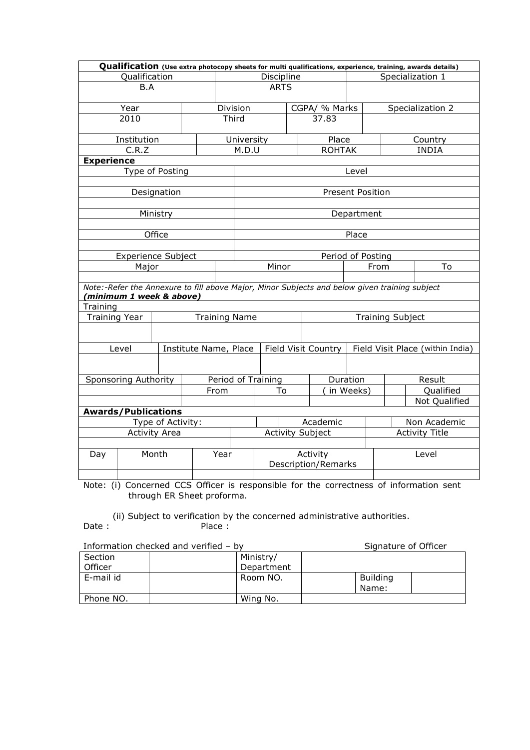**Qualification** (Use extra photocopy sheets for multi qualifications, experience, training, awards details)

| Qualification | Discipline | Specialization 1 |
|---|---|---|
| B.A | ARTS | |

| Year | Division | CGPA/ % Marks | Specialization 2 |
|---|---|---|---|
| 2010 | Third | 37.83 | |

| Institution | University | Place | Country |
|---|---|---|---|
| C.R.Z | M.D.U | ROHTAK | INDIA |

**Experience**

| Type of Posting | Level |
|---|---|
| | |
| **Designation** | **Present Position** |
| | |
| **Ministry** | **Department** |
| | |
| **Office** | **Place** |
| | |

| Experience Subject | | Period of Posting | |
|---|---|---|---|
| Major | Minor | From | To |
| | | | |

*Note:-Refer the Annexure to fill above Major, Minor Subjects and below given training subject* ***(minimum 1 week & above)***

Training

| Training Year | Training Name | Training Subject |
|---|---|---|
| | | |

| Level | Institute Name, Place | Field Visit Country | Field Visit Place (within India) |
|---|---|---|---|
| | | | |

| Sponsoring Authority | Period of Training | | Duration | Result | |
|---|---|---|---|---|---|
| | From | To | ( in Weeks) | | Qualified |
| | | | | | Not Qualified |

**Awards/Publications**

| Type of Activity: | | Academic | | Non Academic |
|---|---|---|---|---|
| Activity Area | Activity Subject | | Activity Title | |
| | | | | |

| Day | Month | Year | Activity Description/Remarks | Level |
|---|---|---|---|---|
| | | | | |

Note: (i) Concerned CCS Officer is responsible for the correctness of information sent through ER Sheet proforma.

(ii) Subject to verification by the concerned administrative authorities.

Date : Place :

Information checked and verified – by Signature of Officer

| Section Officer | | Ministry/ Department | | | |
|---|---|---|---|---|---|
| E-mail id | | Room NO. | | Building Name: | |
| Phone NO. | | Wing No. | | | |